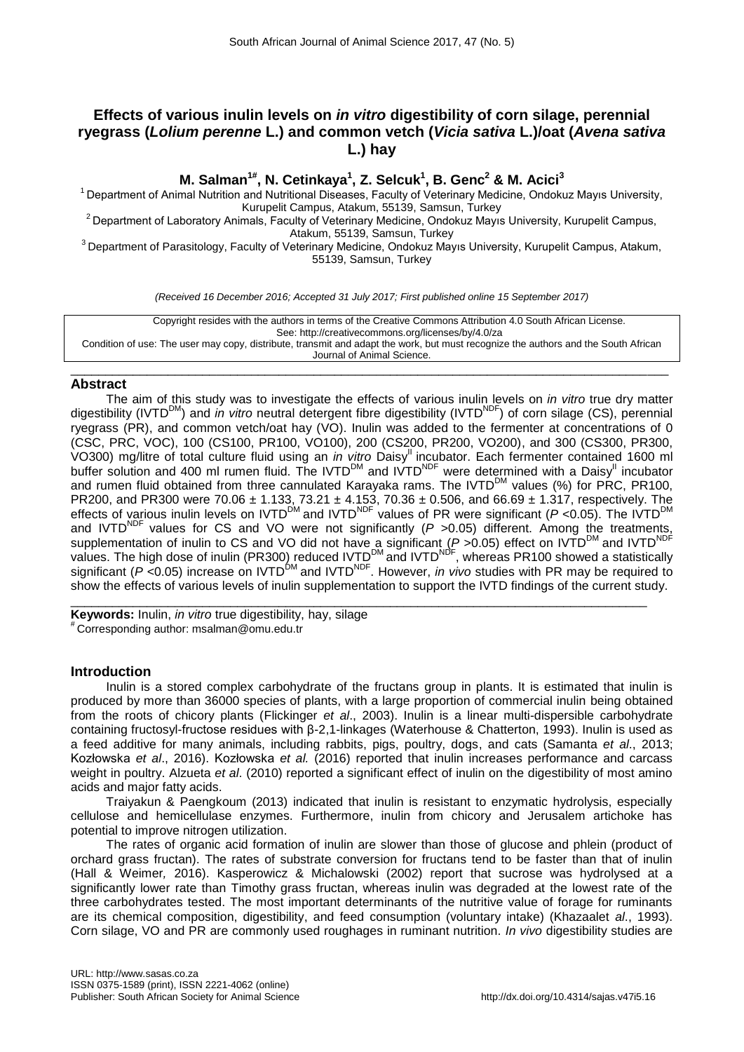# Effects of various inulin levels on *in vitro* digestibility of corn silage, perennial ryegrass (*Lolium perenne* L.) and common vetch (*Vicia sativa* L.)/oat (*Avena sativa* L.) hay

**M. Salman[1#], N. Cetinkaya[1], Z. Selcuk[1], B. Genc[2] & M. Acici[3]**

[1] Department of Animal Nutrition and Nutritional Diseases, Faculty of Veterinary Medicine, Ondokuz Mayıs University, Kurupelit Campus, Atakum, 55139, Samsun, Turkey
[2] Department of Laboratory Animals, Faculty of Veterinary Medicine, Ondokuz Mayıs University, Kurupelit Campus, Atakum, 55139, Samsun, Turkey
[3] Department of Parasitology, Faculty of Veterinary Medicine, Ondokuz Mayıs University, Kurupelit Campus, Atakum, 55139, Samsun, Turkey

*(Received 16 December 2016; Accepted 31 July 2017; First published online 15 September 2017)*

Copyright resides with the authors in terms of the Creative Commons Attribution 4.0 South African License.
See: http://creativecommons.org/licenses/by/4.0/za
Condition of use: The user may copy, distribute, transmit and adapt the work, but must recognize the authors and the South African Journal of Animal Science.

## Abstract

The aim of this study was to investigate the effects of various inulin levels on *in vitro* true dry matter digestibility (IVTD$^{DM}$) and *in vitro* neutral detergent fibre digestibility (IVTD$^{NDF}$) of corn silage (CS), perennial ryegrass (PR), and common vetch/oat hay (VO). Inulin was added to the fermenter at concentrations of 0 (CSC, PRC, VOC), 100 (CS100, PR100, VO100), 200 (CS200, PR200, VO200), and 300 (CS300, PR300, VO300) mg/litre of total culture fluid using an *in vitro* Daisy$^{II}$ incubator. Each fermenter contained 1600 ml buffer solution and 400 ml rumen fluid. The IVTD$^{DM}$ and IVTD$^{NDF}$ were determined with a Daisy$^{II}$ incubator and rumen fluid obtained from three cannulated Karayaka rams. The IVTD$^{DM}$ values (%) for PRC, PR100, PR200, and PR300 were 70.06 ± 1.133, 73.21 ± 4.153, 70.36 ± 0.506, and 66.69 ± 1.317, respectively. The effects of various inulin levels on IVTD$^{DM}$ and IVTD$^{NDF}$ values of PR were significant ($P$ <0.05). The IVTD$^{DM}$ and IVTD$^{NDF}$ values for CS and VO were not significantly ($P$ >0.05) different. Among the treatments, supplementation of inulin to CS and VO did not have a significant ($P$ >0.05) effect on IVTD$^{DM}$ and IVTD$^{NDF}$ values. The high dose of inulin (PR300) reduced IVTD$^{DM}$ and IVTD$^{NDF}$, whereas PR100 showed a statistically significant ($P$ <0.05) increase on IVTD$^{DM}$ and IVTD$^{NDF}$. However, *in vivo* studies with PR may be required to show the effects of various levels of inulin supplementation to support the IVTD findings of the current study.

**Keywords:** Inulin, *in vitro* true digestibility, hay, silage
[#] Corresponding author: msalman@omu.edu.tr

## Introduction

Inulin is a stored complex carbohydrate of the fructans group in plants. It is estimated that inulin is produced by more than 36000 species of plants, with a large proportion of commercial inulin being obtained from the roots of chicory plants (Flickinger *et al*., 2003). Inulin is a linear multi-dispersible carbohydrate containing fructosyl-fructose residues with β-2,1-linkages (Waterhouse & Chatterton, 1993). Inulin is used as a feed additive for many animals, including rabbits, pigs, poultry, dogs, and cats (Samanta *et al*., 2013; Kozłowska *et al*., 2016). Kozłowska *et al.* (2016) reported that inulin increases performance and carcass weight in poultry. Alzueta *et al*. (2010) reported a significant effect of inulin on the digestibility of most amino acids and major fatty acids.

Traiyakun & Paengkoum (2013) indicated that inulin is resistant to enzymatic hydrolysis, especially cellulose and hemicellulase enzymes. Furthermore, inulin from chicory and Jerusalem artichoke has potential to improve nitrogen utilization.

The rates of organic acid formation of inulin are slower than those of glucose and phlein (product of orchard grass fructan). The rates of substrate conversion for fructans tend to be faster than that of inulin (Hall & Weimer, 2016). Kasperowicz & Michalowski (2002) report that sucrose was hydrolysed at a significantly lower rate than Timothy grass fructan, whereas inulin was degraded at the lowest rate of the three carbohydrates tested. The most important determinants of the nutritive value of forage for ruminants are its chemical composition, digestibility, and feed consumption (voluntary intake) (Khazaaletal., 1993). Corn silage, VO and PR are commonly used roughages in ruminant nutrition. *In vivo* digestibility studies are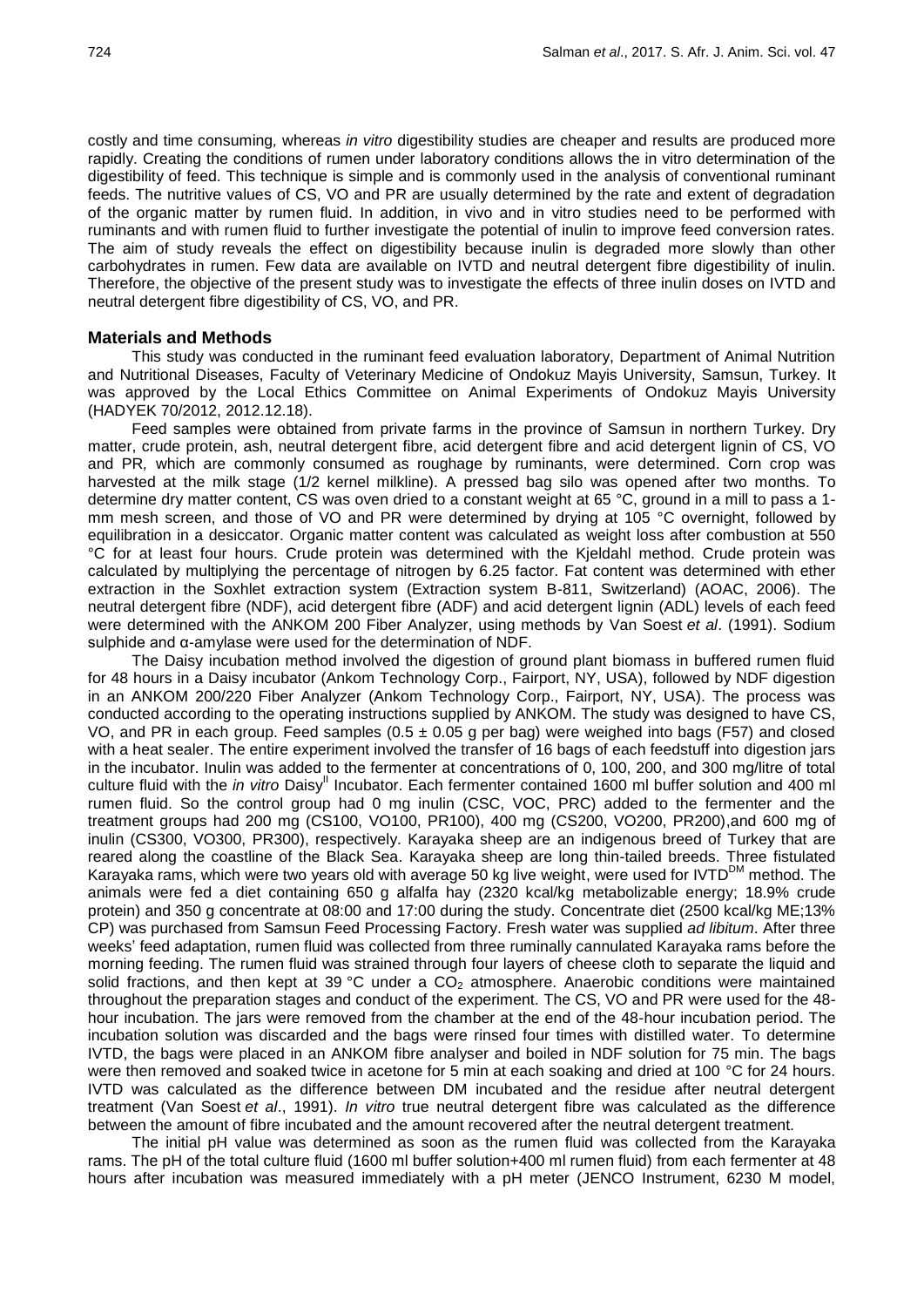costly and time consuming, whereas *in vitro* digestibility studies are cheaper and results are produced more rapidly. Creating the conditions of rumen under laboratory conditions allows the in vitro determination of the digestibility of feed. This technique is simple and is commonly used in the analysis of conventional ruminant feeds. The nutritive values of CS, VO and PR are usually determined by the rate and extent of degradation of the organic matter by rumen fluid. In addition, in vivo and in vitro studies need to be performed with ruminants and with rumen fluid to further investigate the potential of inulin to improve feed conversion rates. The aim of study reveals the effect on digestibility because inulin is degraded more slowly than other carbohydrates in rumen. Few data are available on IVTD and neutral detergent fibre digestibility of inulin. Therefore, the objective of the present study was to investigate the effects of three inulin doses on IVTD and neutral detergent fibre digestibility of CS, VO, and PR.

## Materials and Methods

This study was conducted in the ruminant feed evaluation laboratory, Department of Animal Nutrition and Nutritional Diseases, Faculty of Veterinary Medicine of Ondokuz Mayis University, Samsun, Turkey. It was approved by the Local Ethics Committee on Animal Experiments of Ondokuz Mayis University (HADYEK 70/2012, 2012.12.18).

Feed samples were obtained from private farms in the province of Samsun in northern Turkey. Dry matter, crude protein, ash, neutral detergent fibre, acid detergent fibre and acid detergent lignin of CS, VO and PR, which are commonly consumed as roughage by ruminants, were determined. Corn crop was harvested at the milk stage (1/2 kernel milkline). A pressed bag silo was opened after two months. To determine dry matter content, CS was oven dried to a constant weight at 65 °C, ground in a mill to pass a 1-mm mesh screen, and those of VO and PR were determined by drying at 105 °C overnight, followed by equilibration in a desiccator. Organic matter content was calculated as weight loss after combustion at 550 °C for at least four hours. Crude protein was determined with the Kjeldahl method. Crude protein was calculated by multiplying the percentage of nitrogen by 6.25 factor. Fat content was determined with ether extraction in the Soxhlet extraction system (Extraction system B-811, Switzerland) (AOAC, 2006). The neutral detergent fibre (NDF), acid detergent fibre (ADF) and acid detergent lignin (ADL) levels of each feed were determined with the ANKOM 200 Fiber Analyzer, using methods by Van Soest *et al*. (1991). Sodium sulphide and α-amylase were used for the determination of NDF.

The Daisy incubation method involved the digestion of ground plant biomass in buffered rumen fluid for 48 hours in a Daisy incubator (Ankom Technology Corp., Fairport, NY, USA), followed by NDF digestion in an ANKOM 200/220 Fiber Analyzer (Ankom Technology Corp., Fairport, NY, USA). The process was conducted according to the operating instructions supplied by ANKOM. The study was designed to have CS, VO, and PR in each group. Feed samples (0.5 ± 0.05 g per bag) were weighed into bags (F57) and closed with a heat sealer. The entire experiment involved the transfer of 16 bags of each feedstuff into digestion jars in the incubator. Inulin was added to the fermenter at concentrations of 0, 100, 200, and 300 mg/litre of total culture fluid with the *in vitro* Daisy[II] Incubator. Each fermenter contained 1600 ml buffer solution and 400 ml rumen fluid. So the control group had 0 mg inulin (CSC, VOC, PRC) added to the fermenter and the treatment groups had 200 mg (CS100, VO100, PR100), 400 mg (CS200, VO200, PR200),and 600 mg of inulin (CS300, VO300, PR300), respectively. Karayaka sheep are an indigenous breed of Turkey that are reared along the coastline of the Black Sea. Karayaka sheep are long thin-tailed breeds. Three fistulated Karayaka rams, which were two years old with average 50 kg live weight, were used for IVTD[DM] method. The animals were fed a diet containing 650 g alfalfa hay (2320 kcal/kg metabolizable energy; 18.9% crude protein) and 350 g concentrate at 08:00 and 17:00 during the study. Concentrate diet (2500 kcal/kg ME;13% CP) was purchased from Samsun Feed Processing Factory. Fresh water was supplied *ad libitum*. After three weeks' feed adaptation, rumen fluid was collected from three ruminally cannulated Karayaka rams before the morning feeding. The rumen fluid was strained through four layers of cheese cloth to separate the liquid and solid fractions, and then kept at 39 °C under a $CO_2$ atmosphere. Anaerobic conditions were maintained throughout the preparation stages and conduct of the experiment. The CS, VO and PR were used for the 48-hour incubation. The jars were removed from the chamber at the end of the 48-hour incubation period. The incubation solution was discarded and the bags were rinsed four times with distilled water. To determine IVTD, the bags were placed in an ANKOM fibre analyser and boiled in NDF solution for 75 min. The bags were then removed and soaked twice in acetone for 5 min at each soaking and dried at 100 °C for 24 hours. IVTD was calculated as the difference between DM incubated and the residue after neutral detergent treatment (Van Soest *et al*., 1991). *In vitro* true neutral detergent fibre was calculated as the difference between the amount of fibre incubated and the amount recovered after the neutral detergent treatment.

The initial pH value was determined as soon as the rumen fluid was collected from the Karayaka rams. The pH of the total culture fluid (1600 ml buffer solution+400 ml rumen fluid) from each fermenter at 48 hours after incubation was measured immediately with a pH meter (JENCO Instrument, 6230 M model,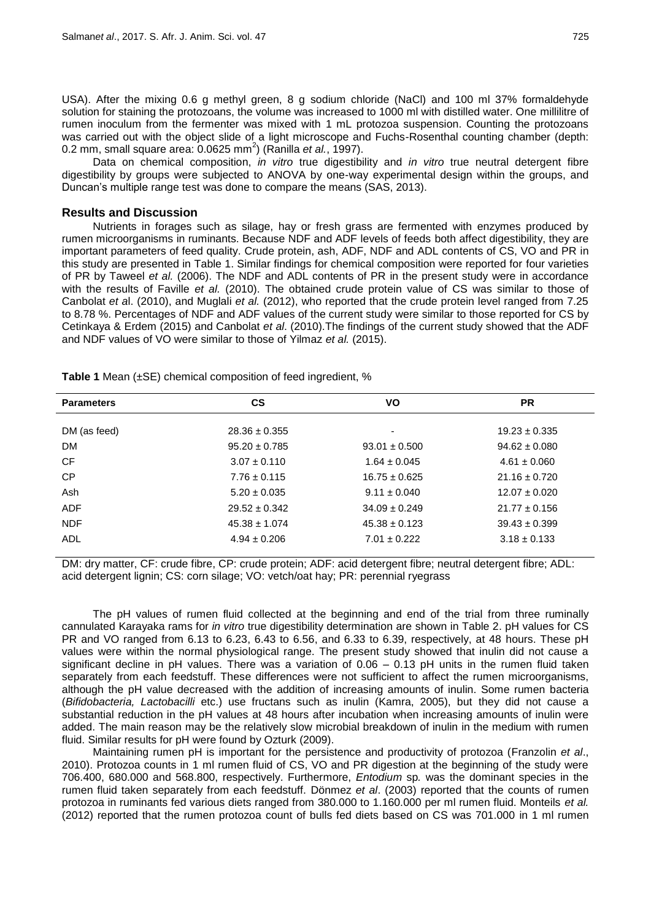USA). After the mixing 0.6 g methyl green, 8 g sodium chloride (NaCl) and 100 ml 37% formaldehyde solution for staining the protozoans, the volume was increased to 1000 ml with distilled water. One millilitre of rumen inoculum from the fermenter was mixed with 1 mL protozoa suspension. Counting the protozoans was carried out with the object slide of a light microscope and Fuchs-Rosenthal counting chamber (depth: 0.2 mm, small square area: 0.0625 $mm^2$) (Ranilla *et al.*, 1997).

Data on chemical composition, *in vitro* true digestibility and *in vitro* true neutral detergent fibre digestibility by groups were subjected to ANOVA by one-way experimental design within the groups, and Duncan's multiple range test was done to compare the means (SAS, 2013).

## Results and Discussion

Nutrients in forages such as silage, hay or fresh grass are fermented with enzymes produced by rumen microorganisms in ruminants. Because NDF and ADF levels of feeds both affect digestibility, they are important parameters of feed quality. Crude protein, ash, ADF, NDF and ADL contents of CS, VO and PR in this study are presented in Table 1. Similar findings for chemical composition were reported for four varieties of PR by Taweel *et al.* (2006). The NDF and ADL contents of PR in the present study were in accordance with the results of Faville *et al.* (2010). The obtained crude protein value of CS was similar to those of Canbolat *et a*l. (2010), and Muglali *et al.* (2012), who reported that the crude protein level ranged from 7.25 to 8.78 %. Percentages of NDF and ADF values of the current study were similar to those reported for CS by Cetinkaya & Erdem (2015) and Canbolat *et al*. (2010).The findings of the current study showed that the ADF and NDF values of VO were similar to those of Yilmaz *et al.* (2015).

**Table 1** Mean (±SE) chemical composition of feed ingredient, %

| Parameters | CS | VO | PR |
|---|---|---|---|
| DM (as feed) | 28.36 ± 0.355 | - | 19.23 ± 0.335 |
| DM | 95.20 ± 0.785 | 93.01 ± 0.500 | 94.62 ± 0.080 |
| CF | 3.07 ± 0.110 | 1.64 ± 0.045 | 4.61 ± 0.060 |
| CP | 7.76 ± 0.115 | 16.75 ± 0.625 | 21.16 ± 0.720 |
| Ash | 5.20 ± 0.035 | 9.11 ± 0.040 | 12.07 ± 0.020 |
| ADF | 29.52 ± 0.342 | 34.09 ± 0.249 | 21.77 ± 0.156 |
| NDF | 45.38 ± 1.074 | 45.38 ± 0.123 | 39.43 ± 0.399 |
| ADL | 4.94 ± 0.206 | 7.01 ± 0.222 | 3.18 ± 0.133 |

DM: dry matter, CF: crude fibre, CP: crude protein; ADF: acid detergent fibre; neutral detergent fibre; ADL: acid detergent lignin; CS: corn silage; VO: vetch/oat hay; PR: perennial ryegrass

The pH values of rumen fluid collected at the beginning and end of the trial from three ruminally cannulated Karayaka rams for *in vitro* true digestibility determination are shown in Table 2. pH values for CS PR and VO ranged from 6.13 to 6.23, 6.43 to 6.56, and 6.33 to 6.39, respectively, at 48 hours. These pH values were within the normal physiological range. The present study showed that inulin did not cause a significant decline in pH values. There was a variation of 0.06 – 0.13 pH units in the rumen fluid taken separately from each feedstuff. These differences were not sufficient to affect the rumen microorganisms, although the pH value decreased with the addition of increasing amounts of inulin. Some rumen bacteria (*Bifidobacteria, Lactobacilli* etc.) use fructans such as inulin (Kamra, 2005), but they did not cause a substantial reduction in the pH values at 48 hours after incubation when increasing amounts of inulin were added. The main reason may be the relatively slow microbial breakdown of inulin in the medium with rumen fluid. Similar results for pH were found by Ozturk (2009).

Maintaining rumen pH is important for the persistence and productivity of protozoa (Franzolin *et al*., 2010). Protozoa counts in 1 ml rumen fluid of CS, VO and PR digestion at the beginning of the study were 706.400, 680.000 and 568.800, respectively. Furthermore, *Entodium* sp*.* was the dominant species in the rumen fluid taken separately from each feedstuff. Dönmez *et al*. (2003) reported that the counts of rumen protozoa in ruminants fed various diets ranged from 380.000 to 1.160.000 per ml rumen fluid. Monteils *et al.* (2012) reported that the rumen protozoa count of bulls fed diets based on CS was 701.000 in 1 ml rumen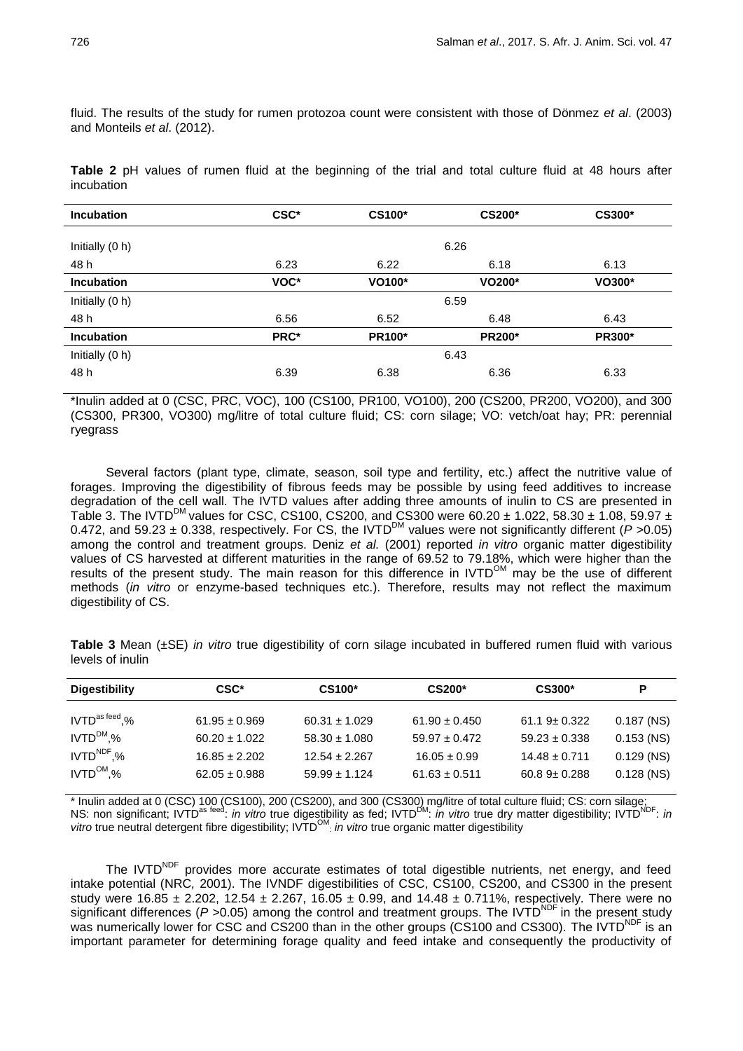fluid. The results of the study for rumen protozoa count were consistent with those of Dönmez *et al*. (2003) and Monteils *et al*. (2012).

**Table 2** pH values of rumen fluid at the beginning of the trial and total culture fluid at 48 hours after incubation

| **Incubation** | **CSC*** | **CS100*** | **CS200*** | **CS300*** |
|---|---|---|---|---|
| Initially (0 h) | | | 6.26 | |
| 48 h | 6.23 | 6.22 | 6.18 | 6.13 |
| **Incubation** | **VOC*** | **VO100*** | **VO200*** | **VO300*** |
| Initially (0 h) | | | 6.59 | |
| 48 h | 6.56 | 6.52 | 6.48 | 6.43 |
| **Incubation** | **PRC*** | **PR100*** | **PR200*** | **PR300*** |
| Initially (0 h) | | | 6.43 | |
| 48 h | 6.39 | 6.38 | 6.36 | 6.33 |

*Inulin added at 0 (CSC, PRC, VOC), 100 (CS100, PR100, VO100), 200 (CS200, PR200, VO200), and 300 (CS300, PR300, VO300) mg/litre of total culture fluid; CS: corn silage; VO: vetch/oat hay; PR: perennial ryegrass

Several factors (plant type, climate, season, soil type and fertility, etc.) affect the nutritive value of forages. Improving the digestibility of fibrous feeds may be possible by using feed additives to increase degradation of the cell wall. The IVTD values after adding three amounts of inulin to CS are presented in Table 3. The $IVTD^{DM}$ values for CSC, CS100, CS200, and CS300 were 60.20 ± 1.022, 58.30 ± 1.08, 59.97 ± 0.472, and 59.23 ± 0.338, respectively. For CS, the $IVTD^{DM}$ values were not significantly different ($P$ >0.05) among the control and treatment groups. Deniz *et al.* (2001) reported *in vitro* organic matter digestibility values of CS harvested at different maturities in the range of 69.52 to 79.18%, which were higher than the results of the present study. The main reason for this difference in $IVTD^{OM}$ may be the use of different methods (*in vitro* or enzyme-based techniques etc.). Therefore, results may not reflect the maximum digestibility of CS.

**Table 3** Mean (±SE) *in vitro* true digestibility of corn silage incubated in buffered rumen fluid with various levels of inulin

| **Digestibility** | **CSC*** | **CS100*** | **CS200*** | **CS300*** | **P** |
|---|---|---|---|---|---|
| $IVTD^{as\ feed}$,% | 61.95 ± 0.969 | 60.31 ± 1.029 | 61.90 ± 0.450 | 61.1 9± 0.322 | 0.187 (NS) |
| $IVTD^{DM}$,% | 60.20 ± 1.022 | 58.30 ± 1.080 | 59.97 ± 0.472 | 59.23 ± 0.338 | 0.153 (NS) |
| $IVTD^{NDF}$,% | 16.85 ± 2.202 | 12.54 ± 2.267 | 16.05 ± 0.99 | 14.48 ± 0.711 | 0.129 (NS) |
| $IVTD^{OM}$,% | 62.05 ± 0.988 | 59.99 ± 1.124 | 61.63 ± 0.511 | 60.8 9± 0.288 | 0.128 (NS) |

\* Inulin added at 0 (CSC) 100 (CS100), 200 (CS200), and 300 (CS300) mg/litre of total culture fluid; CS: corn silage; NS: non significant; $IVTD^{as\ feed}$: *in vitro* true digestibility as fed; $IVTD^{DM}$: *in vitro* true dry matter digestibility; $IVTD^{NDF}$: *in vitro* true neutral detergent fibre digestibility; $IVTD^{OM}$: *in vitro* true organic matter digestibility

The $IVTD^{NDF}$ provides more accurate estimates of total digestible nutrients, net energy, and feed intake potential (NRC*,* 2001). The IVNDF digestibilities of CSC, CS100, CS200, and CS300 in the present study were 16.85 ± 2.202, 12.54 ± 2.267, 16.05 ± 0.99, and 14.48 ± 0.711%, respectively. There were no significant differences ($P$ >0.05) among the control and treatment groups. The $IVTD^{NDF}$ in the present study was numerically lower for CSC and CS200 than in the other groups (CS100 and CS300). The $IVTD^{NDF}$ is an important parameter for determining forage quality and feed intake and consequently the productivity of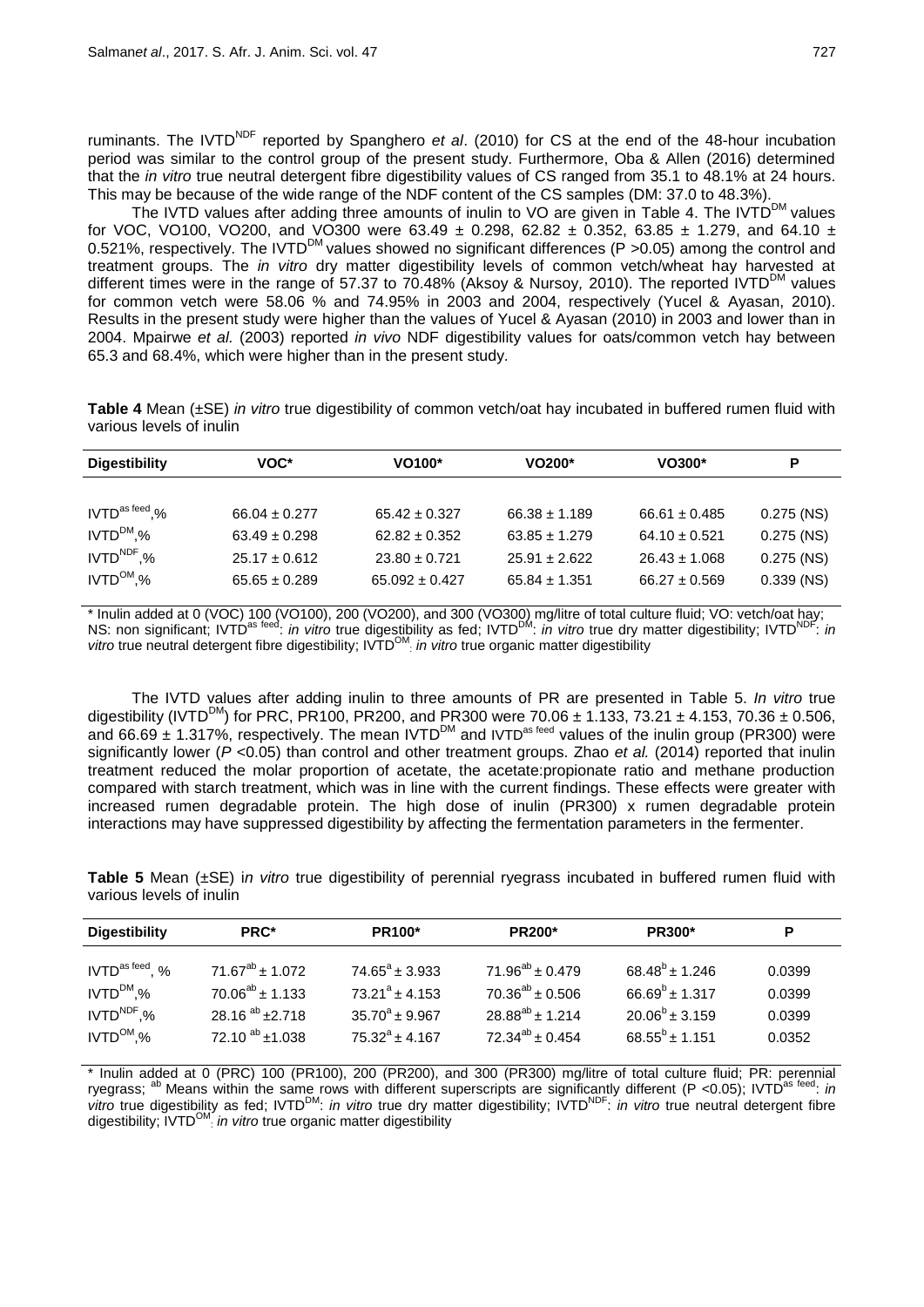ruminants. The $IVTD^{NDF}$ reported by Spanghero *et al*. (2010) for CS at the end of the 48-hour incubation period was similar to the control group of the present study. Furthermore, Oba & Allen (2016) determined that the *in vitro* true neutral detergent fibre digestibility values of CS ranged from 35.1 to 48.1% at 24 hours. This may be because of the wide range of the NDF content of the CS samples (DM: 37.0 to 48.3%).

The IVTD values after adding three amounts of inulin to VO are given in Table 4. The $IVTD^{DM}$ values for VOC, VO100, VO200, and VO300 were 63.49 ± 0.298, 62.82 ± 0.352, 63.85 ± 1.279, and 64.10 ± 0.521%, respectively. The $IVTD^{DM}$ values showed no significant differences ($P$ >0.05) among the control and treatment groups. The *in vitro* dry matter digestibility levels of common vetch/wheat hay harvested at different times were in the range of 57.37 to 70.48% (Aksoy & Nursoy, 2010). The reported $IVTD^{DM}$ values for common vetch were 58.06 % and 74.95% in 2003 and 2004, respectively (Yucel & Ayasan, 2010). Results in the present study were higher than the values of Yucel & Ayasan (2010) in 2003 and lower than in 2004. Mpairwe *et al.* (2003) reported *in vivo* NDF digestibility values for oats/common vetch hay between 65.3 and 68.4%, which were higher than in the present study.

**Table 4** Mean (±SE) *in vitro* true digestibility of common vetch/oat hay incubated in buffered rumen fluid with various levels of inulin

| Digestibility | VOC* | VO100* | VO200* | VO300* | P |
|---|---|---|---|---|---|
| $IVTD^{as\ feed}$,% | 66.04 ± 0.277 | 65.42 ± 0.327 | 66.38 ± 1.189 | 66.61 ± 0.485 | 0.275 (NS) |
| $IVTD^{DM}$,% | 63.49 ± 0.298 | 62.82 ± 0.352 | 63.85 ± 1.279 | 64.10 ± 0.521 | 0.275 (NS) |
| $IVTD^{NDF}$,% | 25.17 ± 0.612 | 23.80 ± 0.721 | 25.91 ± 2.622 | 26.43 ± 1.068 | 0.275 (NS) |
| $IVTD^{OM}$,% | 65.65 ± 0.289 | 65.092 ± 0.427 | 65.84 ± 1.351 | 66.27 ± 0.569 | 0.339 (NS) |

\* Inulin added at 0 (VOC) 100 (VO100), 200 (VO200), and 300 (VO300) mg/litre of total culture fluid; VO: vetch/oat hay; NS: non significant; $IVTD^{as\ feed}$: *in vitro* true digestibility as fed; $IVTD^{DM}$: *in vitro* true dry matter digestibility; $IVTD^{NDF}$: *in vitro* true neutral detergent fibre digestibility; $IVTD^{OM}$: *in vitro* true organic matter digestibility

The IVTD values after adding inulin to three amounts of PR are presented in Table 5. *In vitro* true digestibility ($IVTD^{DM}$) for PRC, PR100, PR200, and PR300 were 70.06 ± 1.133, 73.21 ± 4.153, 70.36 ± 0.506, and 66.69 ± 1.317%, respectively. The mean $IVTD^{DM}$ and $IVTD^{as\ feed}$ values of the inulin group (PR300) were significantly lower ($P$ <0.05) than control and other treatment groups. Zhao *et al.* (2014) reported that inulin treatment reduced the molar proportion of acetate, the acetate:propionate ratio and methane production compared with starch treatment, which was in line with the current findings. These effects were greater with increased rumen degradable protein. The high dose of inulin (PR300) x rumen degradable protein interactions may have suppressed digestibility by affecting the fermentation parameters in the fermenter.

**Table 5** Mean (±SE) *in vitro* true digestibility of perennial ryegrass incubated in buffered rumen fluid with various levels of inulin

| Digestibility | PRC* | PR100* | PR200* | PR300* | P |
|---|---|---|---|---|---|
| $IVTD^{as\ feed}$, % | $71.67^{ab}$ ± 1.072 | $74.65^{a}$ ± 3.933 | $71.96^{ab}$ ± 0.479 | $68.48^{b}$ ± 1.246 | 0.0399 |
| $IVTD^{DM}$,% | $70.06^{ab}$ ± 1.133 | $73.21^{a}$ ± 4.153 | $70.36^{ab}$ ± 0.506 | $66.69^{b}$ ± 1.317 | 0.0399 |
| $IVTD^{NDF}$,% | $28.16^{ab}$ ±2.718 | $35.70^{a}$ ± 9.967 | $28.88^{ab}$ ± 1.214 | $20.06^{b}$ ± 3.159 | 0.0399 |
| $IVTD^{OM}$,% | $72.10^{ab}$ ±1.038 | $75.32^{a}$ ± 4.167 | $72.34^{ab}$ ± 0.454 | $68.55^{b}$ ± 1.151 | 0.0352 |

\* Inulin added at 0 (PRC) 100 (PR100), 200 (PR200), and 300 (PR300) mg/litre of total culture fluid; PR: perennial ryegrass; [ab] Means within the same rows with different superscripts are significantly different ($P$ <0.05); $IVTD^{as\ feed}$: *in vitro* true digestibility as fed; $IVTD^{DM}$: *in vitro* true dry matter digestibility; $IVTD^{NDF}$: *in vitro* true neutral detergent fibre digestibility; $IVTD^{OM}$: *in vitro* true organic matter digestibility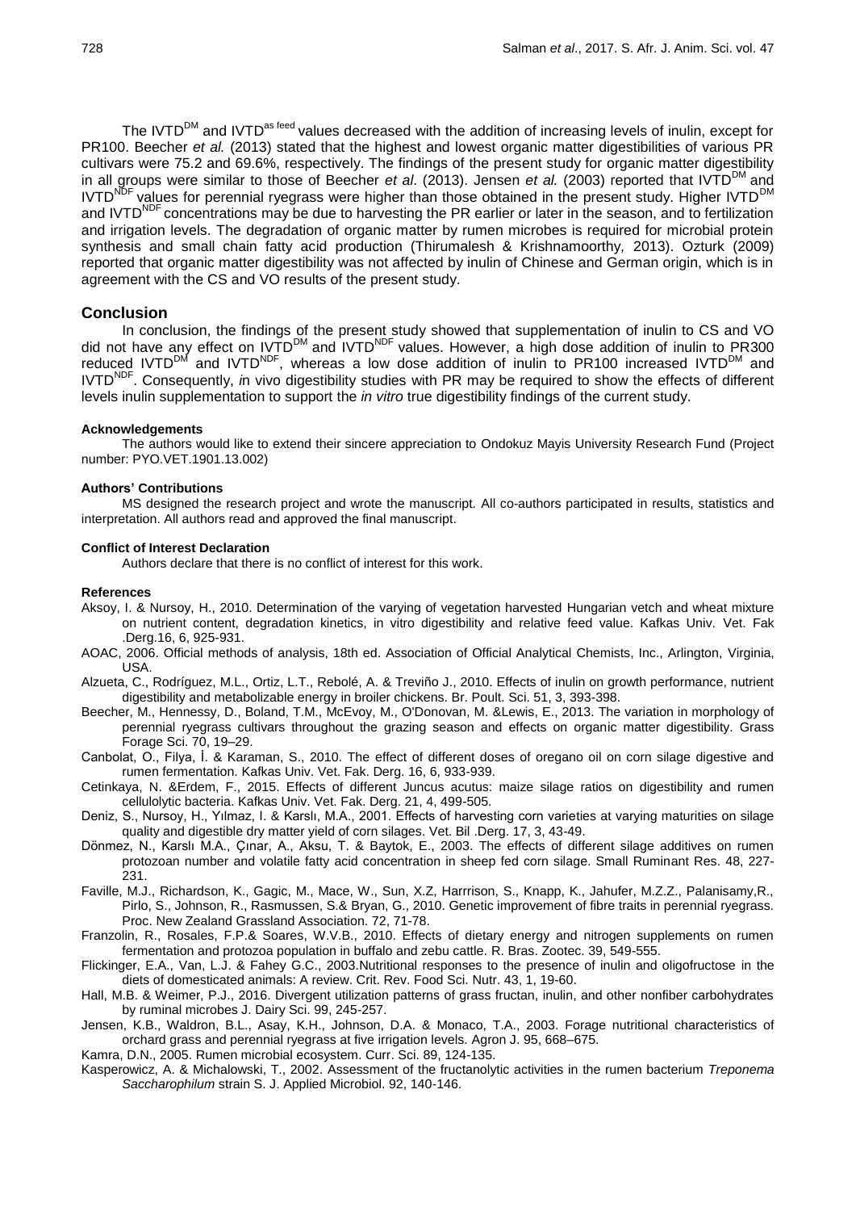The $IVTD^{DM}$ and $IVTD^{as\ feed}$ values decreased with the addition of increasing levels of inulin, except for PR100. Beecher *et al.* (2013) stated that the highest and lowest organic matter digestibilities of various PR cultivars were 75.2 and 69.6%, respectively. The findings of the present study for organic matter digestibility in all groups were similar to those of Beecher *et al*. (2013). Jensen *et al.* (2003) reported that $IVTD^{DM}$ and $IVTD^{NDF}$ values for perennial ryegrass were higher than those obtained in the present study. Higher $IVTD^{DM}$ and $IVTD^{NDF}$ concentrations may be due to harvesting the PR earlier or later in the season, and to fertilization and irrigation levels. The degradation of organic matter by rumen microbes is required for microbial protein synthesis and small chain fatty acid production (Thirumalesh & Krishnamoorthy, 2013). Ozturk (2009) reported that organic matter digestibility was not affected by inulin of Chinese and German origin, which is in agreement with the CS and VO results of the present study.

## Conclusion

In conclusion, the findings of the present study showed that supplementation of inulin to CS and VO did not have any effect on $IVTD^{DM}$ and $IVTD^{NDF}$ values. However, a high dose addition of inulin to PR300 reduced $IVTD^{DM}$ and $IVTD^{NDF}$, whereas a low dose addition of inulin to PR100 increased $IVTD^{DM}$ and $IVTD^{NDF}$. Consequently, *in* vivo digestibility studies with PR may be required to show the effects of different levels inulin supplementation to support the *in vitro* true digestibility findings of the current study.

#### Acknowledgements

The authors would like to extend their sincere appreciation to Ondokuz Mayis University Research Fund (Project number: PYO.VET.1901.13.002)

#### Authors' Contributions

MS designed the research project and wrote the manuscript. All co-authors participated in results, statistics and interpretation. All authors read and approved the final manuscript.

#### Conflict of Interest Declaration

Authors declare that there is no conflict of interest for this work.

#### References

Aksoy, I. & Nursoy, H., 2010. Determination of the varying of vegetation harvested Hungarian vetch and wheat mixture on nutrient content, degradation kinetics, in vitro digestibility and relative feed value. Kafkas Univ. Vet. Fak .Derg.16, 6, 925-931.

AOAC, 2006. Official methods of analysis, 18th ed. Association of Official Analytical Chemists, Inc., Arlington, Virginia, USA.

Alzueta, C., Rodríguez, M.L., Ortiz, L.T., Rebolé, A. & Treviño J., 2010. Effects of inulin on growth performance, nutrient digestibility and metabolizable energy in broiler chickens. Br. Poult. Sci. 51, 3, 393-398.

Beecher, M., Hennessy, D., Boland, T.M., McEvoy, M., O'Donovan, M. &Lewis, E., 2013. The variation in morphology of perennial ryegrass cultivars throughout the grazing season and effects on organic matter digestibility. Grass Forage Sci. 70, 19–29.

Canbolat, O., Filya, İ. & Karaman, S., 2010. The effect of different doses of oregano oil on corn silage digestive and rumen fermentation. Kafkas Univ. Vet. Fak. Derg. 16, 6, 933-939.

Cetinkaya, N. &Erdem, F., 2015. Effects of different Juncus acutus: maize silage ratios on digestibility and rumen cellulolytic bacteria. Kafkas Univ. Vet. Fak. Derg. 21, 4, 499-505.

Deniz, S., Nursoy, H., Yılmaz, I. & Karslı, M.A., 2001. Effects of harvesting corn varieties at varying maturities on silage quality and digestible dry matter yield of corn silages. Vet. Bil .Derg. 17, 3, 43-49.

Dönmez, N., Karslı M.A., Çınar, A., Aksu, T. & Baytok, E., 2003. The effects of different silage additives on rumen protozoan number and volatile fatty acid concentration in sheep fed corn silage. Small Ruminant Res. 48, 227-231.

Faville, M.J., Richardson, K., Gagic, M., Mace, W., Sun, X.Z, Harrrison, S., Knapp, K., Jahufer, M.Z.Z., Palanisamy,R., Pirlo, S., Johnson, R., Rasmussen, S.& Bryan, G., 2010. Genetic improvement of fibre traits in perennial ryegrass. Proc. New Zealand Grassland Association. 72, 71-78.

Franzolin, R., Rosales, F.P.& Soares, W.V.B., 2010. Effects of dietary energy and nitrogen supplements on rumen fermentation and protozoa population in buffalo and zebu cattle. R. Bras. Zootec. 39, 549-555.

Flickinger, E.A., Van, L.J. & Fahey G.C., 2003.Nutritional responses to the presence of inulin and oligofructose in the diets of domesticated animals: A review. Crit. Rev. Food Sci. Nutr. 43, 1, 19-60.

Hall, M.B. & Weimer, P.J., 2016. Divergent utilization patterns of grass fructan, inulin, and other nonfiber carbohydrates by ruminal microbes J. Dairy Sci. 99, 245-257.

Jensen, K.B., Waldron, B.L., Asay, K.H., Johnson, D.A. & Monaco, T.A., 2003. Forage nutritional characteristics of orchard grass and perennial ryegrass at five irrigation levels. Agron J. 95, 668–675.

Kamra, D.N., 2005. Rumen microbial ecosystem. Curr. Sci. 89, 124-135.

Kasperowicz, A. & Michalowski, T., 2002. Assessment of the fructanolytic activities in the rumen bacterium *Treponema Saccharophilum* strain S. J. Applied Microbiol. 92, 140-146.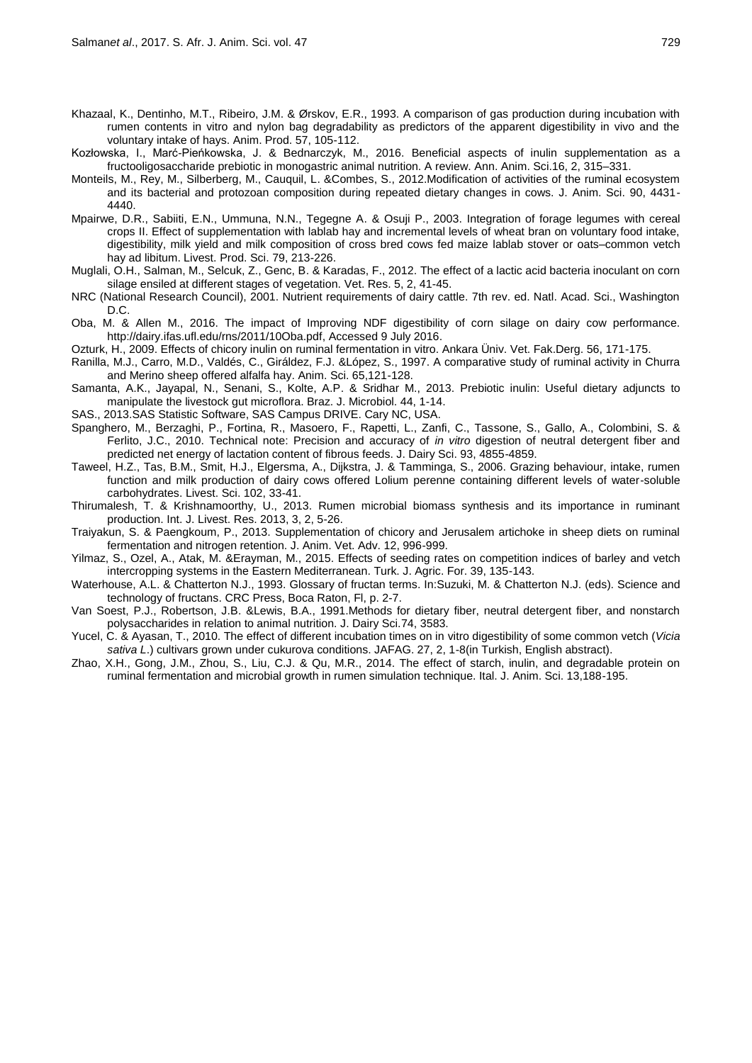Khazaal, K., Dentinho, M.T., Ribeiro, J.M. & Ørskov, E.R., 1993. A comparison of gas production during incubation with rumen contents in vitro and nylon bag degradability as predictors of the apparent digestibility in vivo and the voluntary intake of hays. Anim. Prod. 57, 105-112.

Kozłowska, I., Marć-Pieńkowska, J. & Bednarczyk, M., 2016. Beneficial aspects of inulin supplementation as a fructooligosaccharide prebiotic in monogastric animal nutrition. A review. Ann. Anim. Sci.16, 2, 315–331.

Monteils, M., Rey, M., Silberberg, M., Cauquil, L. &Combes, S., 2012.Modification of activities of the ruminal ecosystem and its bacterial and protozoan composition during repeated dietary changes in cows. J. Anim. Sci. 90, 4431-4440.

Mpairwe, D.R., Sabiiti, E.N., Ummuna, N.N., Tegegne A. & Osuji P., 2003. Integration of forage legumes with cereal crops II. Effect of supplementation with lablab hay and incremental levels of wheat bran on voluntary food intake, digestibility, milk yield and milk composition of cross bred cows fed maize lablab stover or oats–common vetch hay ad libitum. Livest. Prod. Sci. 79, 213-226.

Muglali, O.H., Salman, M., Selcuk, Z., Genc, B. & Karadas, F., 2012. The effect of a lactic acid bacteria inoculant on corn silage ensiled at different stages of vegetation. Vet. Res. 5, 2, 41-45.

NRC (National Research Council), 2001. Nutrient requirements of dairy cattle. 7th rev. ed. Natl. Acad. Sci., Washington D.C.

Oba, M. & Allen M., 2016. The impact of Improving NDF digestibility of corn silage on dairy cow performance. http://dairy.ifas.ufl.edu/rns/2011/10Oba.pdf, Accessed 9 July 2016.

Ozturk, H., 2009. Effects of chicory inulin on ruminal fermentation in vitro. Ankara Üniv. Vet. Fak.Derg. 56, 171-175.

Ranilla, M.J., Carro, M.D., Valdés, C., Giráldez, F.J. &López, S., 1997. A comparative study of ruminal activity in Churra and Merino sheep offered alfalfa hay. Anim. Sci. 65,121-128.

Samanta, A.K., Jayapal, N., Senani, S., Kolte, A.P. & Sridhar M., 2013. Prebiotic inulin: Useful dietary adjuncts to manipulate the livestock gut microflora. Braz. J. Microbiol. 44, 1-14.

SAS., 2013.SAS Statistic Software, SAS Campus DRIVE. Cary NC, USA.

Spanghero, M., Berzaghi, P., Fortina, R., Masoero, F., Rapetti, L., Zanfi, C., Tassone, S., Gallo, A., Colombini, S. & Ferlito, J.C., 2010. Technical note: Precision and accuracy of *in vitro* digestion of neutral detergent fiber and predicted net energy of lactation content of fibrous feeds. J. Dairy Sci. 93, 4855-4859.

Taweel, H.Z., Tas, B.M., Smit, H.J., Elgersma, A., Dijkstra, J. & Tamminga, S., 2006. Grazing behaviour, intake, rumen function and milk production of dairy cows offered Lolium perenne containing different levels of water-soluble carbohydrates. Livest. Sci. 102, 33-41.

Thirumalesh, T. & Krishnamoorthy, U., 2013. Rumen microbial biomass synthesis and its importance in ruminant production. Int. J. Livest. Res. 2013, 3, 2, 5-26.

Traiyakun, S. & Paengkoum, P., 2013. Supplementation of chicory and Jerusalem artichoke in sheep diets on ruminal fermentation and nitrogen retention. J. Anim. Vet. Adv. 12, 996-999.

Yilmaz, S., Ozel, A., Atak, M. &Erayman, M., 2015. Effects of seeding rates on competition indices of barley and vetch intercropping systems in the Eastern Mediterranean. Turk. J. Agric. For. 39, 135-143.

Waterhouse, A.L. & Chatterton N.J., 1993. Glossary of fructan terms. In:Suzuki, M. & Chatterton N.J. (eds). Science and technology of fructans. CRC Press, Boca Raton, Fl, p. 2-7.

Van Soest, P.J., Robertson, J.B. &Lewis, B.A., 1991.Methods for dietary fiber, neutral detergent fiber, and nonstarch polysaccharides in relation to animal nutrition. J. Dairy Sci.74, 3583.

Yucel, C. & Ayasan, T., 2010. The effect of different incubation times on in vitro digestibility of some common vetch (*Vicia sativa L*.) cultivars grown under cukurova conditions. JAFAG. 27, 2, 1-8(in Turkish, English abstract).

Zhao, X.H., Gong, J.M., Zhou, S., Liu, C.J. & Qu, M.R., 2014. The effect of starch, inulin, and degradable protein on ruminal fermentation and microbial growth in rumen simulation technique. Ital. J. Anim. Sci. 13,188-195.